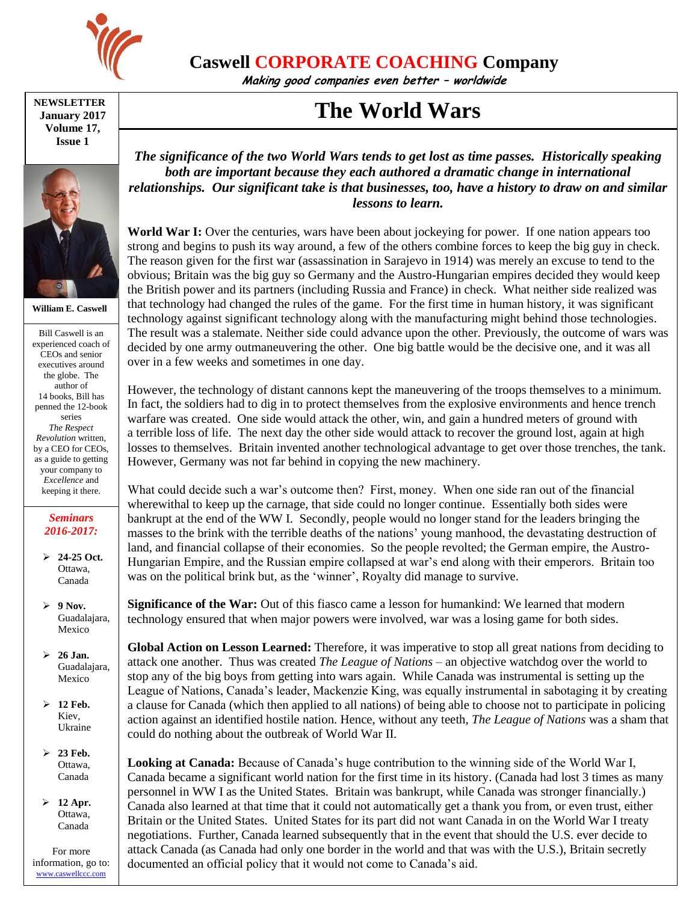# Caswell CORPORATE COACHING Company

*Making good companies even better – worldwide*

**NEWSLETTER**
**January 2017**
**Volume 17, Issue 1**

**William E. Caswell**

Bill Caswell is an experienced coach of CEOs and senior executives around the globe. The author of 14 books, Bill has penned the 12-book series *The Respect Revolution* written, by a CEO for CEOs, as a guide to getting your company to *Excellence* and keeping it there.

***Seminars 2016-2017:***

- **24-25 Oct.** Ottawa, Canada
- **9 Nov.** Guadalajara, Mexico
- **26 Jan.** Guadalajara, Mexico
- **12 Feb.** Kiev, Ukraine
- **23 Feb.** Ottawa, Canada
- **12 Apr.** Ottawa, Canada

For more information, go to: www.caswellccc.com

# The World Wars

***The significance of the two World Wars tends to get lost as time passes. Historically speaking both are important because they each authored a dramatic change in international relationships. Our significant take is that businesses, too, have a history to draw on and similar lessons to learn.***

**World War I:** Over the centuries, wars have been about jockeying for power. If one nation appears too strong and begins to push its way around, a few of the others combine forces to keep the big guy in check. The reason given for the first war (assassination in Sarajevo in 1914) was merely an excuse to tend to the obvious; Britain was the big guy so Germany and the Austro-Hungarian empires decided they would keep the British power and its partners (including Russia and France) in check. What neither side realized was that technology had changed the rules of the game. For the first time in human history, it was significant technology against significant technology along with the manufacturing might behind those technologies. The result was a stalemate. Neither side could advance upon the other. Previously, the outcome of wars was decided by one army outmaneuvering the other. One big battle would be the decisive one, and it was all over in a few weeks and sometimes in one day.

However, the technology of distant cannons kept the maneuvering of the troops themselves to a minimum. In fact, the soldiers had to dig in to protect themselves from the explosive environments and hence trench warfare was created. One side would attack the other, win, and gain a hundred meters of ground with a terrible loss of life. The next day the other side would attack to recover the ground lost, again at high losses to themselves. Britain invented another technological advantage to get over those trenches, the tank. However, Germany was not far behind in copying the new machinery.

What could decide such a war's outcome then? First, money. When one side ran out of the financial wherewithal to keep up the carnage, that side could no longer continue. Essentially both sides were bankrupt at the end of the WW I. Secondly, people would no longer stand for the leaders bringing the masses to the brink with the terrible deaths of the nations' young manhood, the devastating destruction of land, and financial collapse of their economies. So the people revolted; the German empire, the Austro-Hungarian Empire, and the Russian empire collapsed at war's end along with their emperors. Britain too was on the political brink but, as the 'winner', Royalty did manage to survive.

**Significance of the War:** Out of this fiasco came a lesson for humankind: We learned that modern technology ensured that when major powers were involved, war was a losing game for both sides.

**Global Action on Lesson Learned:** Therefore, it was imperative to stop all great nations from deciding to attack one another. Thus was created *The League of Nations* – an objective watchdog over the world to stop any of the big boys from getting into wars again. While Canada was instrumental is setting up the League of Nations, Canada's leader, Mackenzie King, was equally instrumental in sabotaging it by creating a clause for Canada (which then applied to all nations) of being able to choose not to participate in policing action against an identified hostile nation. Hence, without any teeth, *The League of Nations* was a sham that could do nothing about the outbreak of World War II.

**Looking at Canada:** Because of Canada's huge contribution to the winning side of the World War I, Canada became a significant world nation for the first time in its history. (Canada had lost 3 times as many personnel in WW I as the United States. Britain was bankrupt, while Canada was stronger financially.) Canada also learned at that time that it could not automatically get a thank you from, or even trust, either Britain or the United States. United States for its part did not want Canada in on the World War I treaty negotiations. Further, Canada learned subsequently that in the event that should the U.S. ever decide to attack Canada (as Canada had only one border in the world and that was with the U.S.), Britain secretly documented an official policy that it would not come to Canada's aid.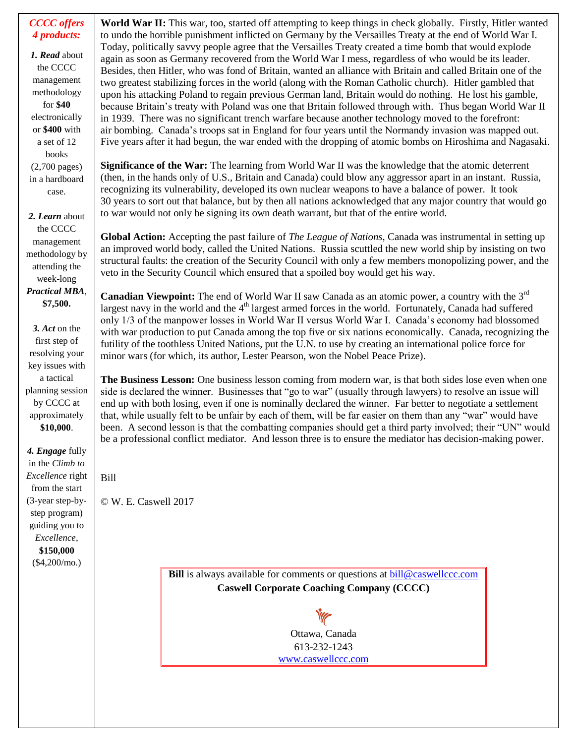***CCCC offers 4 products:***

***1. Read*** about the CCCC management methodology for **$40** electronically or **$400** with a set of 12 books (2,700 pages) in a hardboard case.

***2. Learn*** about the CCCC management methodology by attending the week-long ***Practical MBA***, **$7,500.**

***3. Act*** on the first step of resolving your key issues with a tactical planning session by CCCC at approximately **$10,000**.

***4. Engage*** fully in the *Climb to Excellence* right from the start (3-year step-by-step program) guiding you to *Excellence*, **$150,000** ($4,200/mo.)

**World War II:** This war, too, started off attempting to keep things in check globally. Firstly, Hitler wanted to undo the horrible punishment inflicted on Germany by the Versailles Treaty at the end of World War I. Today, politically savvy people agree that the Versailles Treaty created a time bomb that would explode again as soon as Germany recovered from the World War I mess, regardless of who would be its leader. Besides, then Hitler, who was fond of Britain, wanted an alliance with Britain and called Britain one of the two greatest stabilizing forces in the world (along with the Roman Catholic church). Hitler gambled that upon his attacking Poland to regain previous German land, Britain would do nothing. He lost his gamble, because Britain's treaty with Poland was one that Britain followed through with. Thus began World War II in 1939. There was no significant trench warfare because another technology moved to the forefront: air bombing. Canada's troops sat in England for four years until the Normandy invasion was mapped out. Five years after it had begun, the war ended with the dropping of atomic bombs on Hiroshima and Nagasaki.

**Significance of the War:** The learning from World War II was the knowledge that the atomic deterrent (then, in the hands only of U.S., Britain and Canada) could blow any aggressor apart in an instant. Russia, recognizing its vulnerability, developed its own nuclear weapons to have a balance of power. It took 30 years to sort out that balance, but by then all nations acknowledged that any major country that would go to war would not only be signing its own death warrant, but that of the entire world.

**Global Action:** Accepting the past failure of *The League of Nations*, Canada was instrumental in setting up an improved world body, called the United Nations. Russia scuttled the new world ship by insisting on two structural faults: the creation of the Security Council with only a few members monopolizing power, and the veto in the Security Council which ensured that a spoiled boy would get his way.

**Canadian Viewpoint:** The end of World War II saw Canada as an atomic power, a country with the 3rd largest navy in the world and the 4th largest armed forces in the world. Fortunately, Canada had suffered only 1/3 of the manpower losses in World War II versus World War I. Canada's economy had blossomed with war production to put Canada among the top five or six nations economically. Canada, recognizing the futility of the toothless United Nations, put the U.N. to use by creating an international police force for minor wars (for which, its author, Lester Pearson, won the Nobel Peace Prize).

**The Business Lesson:** One business lesson coming from modern war, is that both sides lose even when one side is declared the winner. Businesses that "go to war" (usually through lawyers) to resolve an issue will end up with both losing, even if one is nominally declared the winner. Far better to negotiate a settlement that, while usually felt to be unfair by each of them, will be far easier on them than any "war" would have been. A second lesson is that the combatting companies should get a third party involved; their "UN" would be a professional conflict mediator. And lesson three is to ensure the mediator has decision-making power.

Bill

© W. E. Caswell 2017

**Bill** is always available for comments or questions at bill@caswellccc.com
**Caswell Corporate Coaching Company (CCCC)**

Ottawa, Canada
613-232-1243
www.caswellccc.com